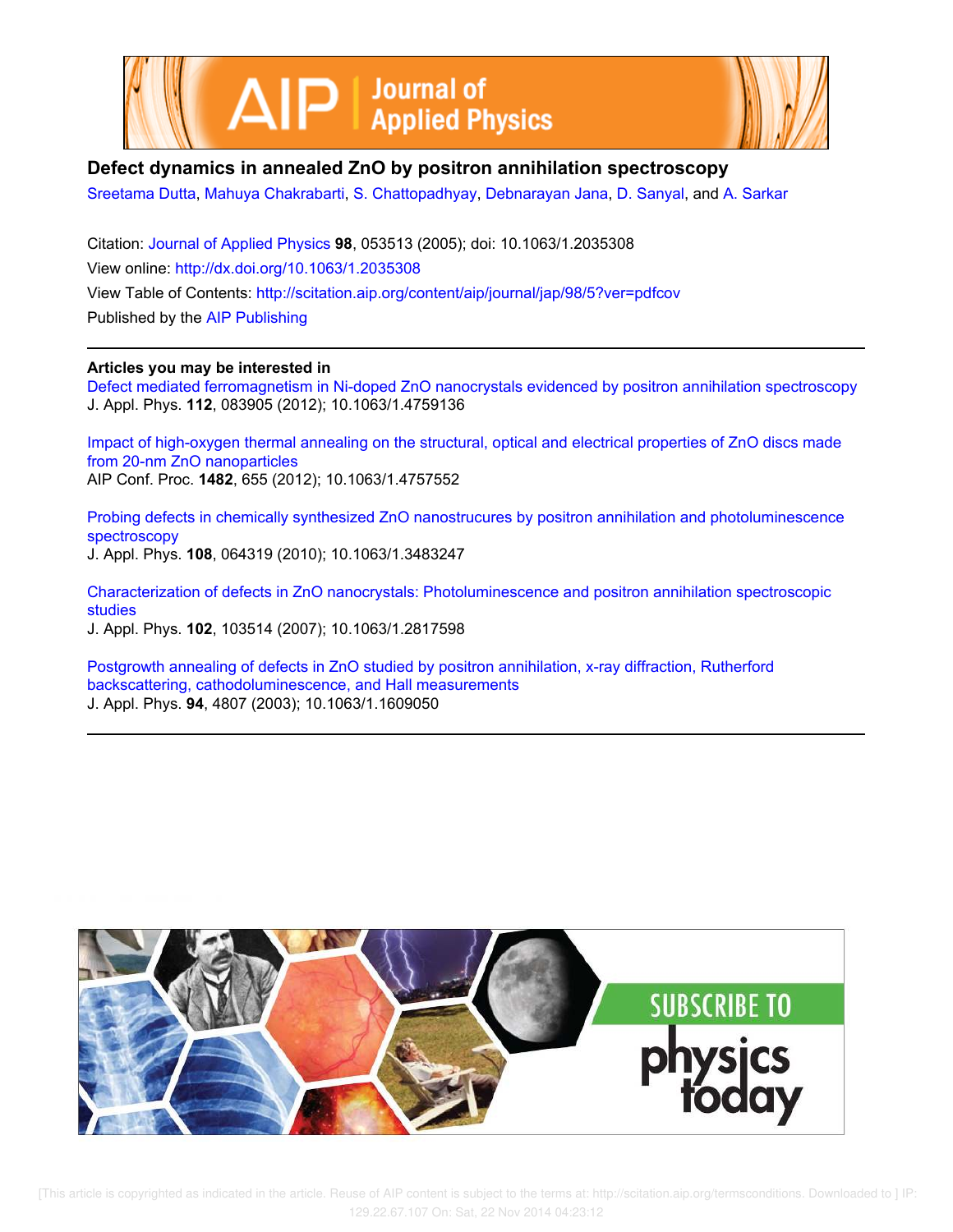# Defect dynamics in annealed ZnO by positron annihilation spectroscopy

Sreetama Dutta, Mahuya Chakrabarti, S. Chattopadhyay, Debnarayan Jana, D. Sanyal, and A. Sarkar

Citation: Journal of Applied Physics **98**, 053513 (2005); doi: 10.1063/1.2035308

View online: http://dx.doi.org/10.1063/1.2035308

View Table of Contents: http://scitation.aip.org/content/aip/journal/jap/98/5?ver=pdfcov

Published by the AIP Publishing

---

**Articles you may be interested in**

Defect mediated ferromagnetism in Ni-doped ZnO nanocrystals evidenced by positron annihilation spectroscopy
J. Appl. Phys. **112**, 083905 (2012); 10.1063/1.4759136

Impact of high-oxygen thermal annealing on the structural, optical and electrical properties of ZnO discs made from 20-nm ZnO nanoparticles
AIP Conf. Proc. **1482**, 655 (2012); 10.1063/1.4757552

Probing defects in chemically synthesized ZnO nanostrucures by positron annihilation and photoluminescence spectroscopy
J. Appl. Phys. **108**, 064319 (2010); 10.1063/1.3483247

Characterization of defects in ZnO nanocrystals: Photoluminescence and positron annihilation spectroscopic studies
J. Appl. Phys. **102**, 103514 (2007); 10.1063/1.2817598

Postgrowth annealing of defects in ZnO studied by positron annihilation, x-ray diffraction, Rutherford backscattering, cathodoluminescence, and Hall measurements
J. Appl. Phys. **94**, 4807 (2003); 10.1063/1.1609050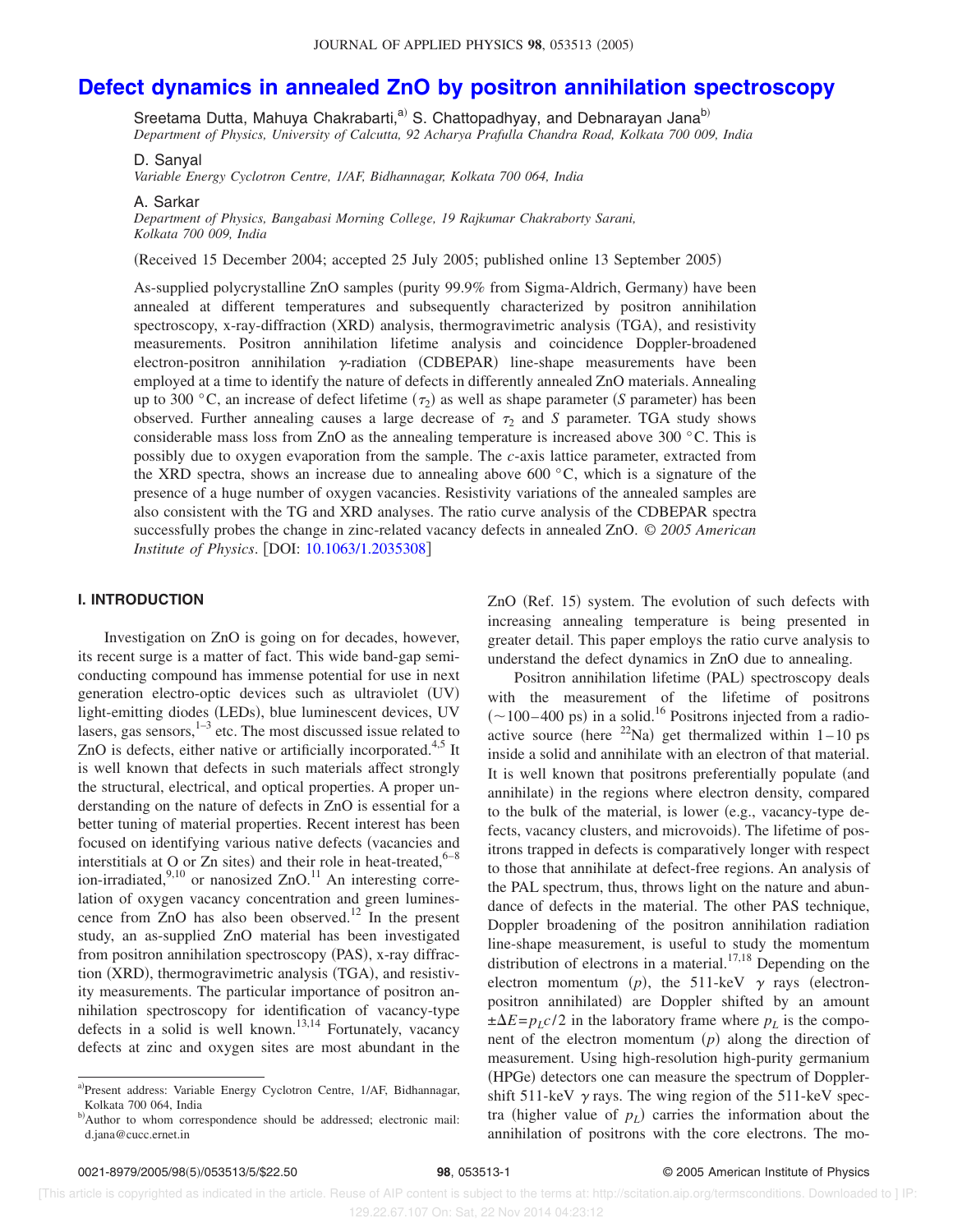# Defect dynamics in annealed ZnO by positron annihilation spectroscopy

Sreetama Dutta, Mahuya Chakrabarti,[a] S. Chattopadhyay, and Debnarayan Jana[b]

*Department of Physics, University of Calcutta, 92 Acharya Prafulla Chandra Road, Kolkata 700 009, India*

D. Sanyal

*Variable Energy Cyclotron Centre, 1/AF, Bidhannagar, Kolkata 700 064, India*

A. Sarkar

*Department of Physics, Bangabasi Morning College, 19 Rajkumar Chakraborty Sarani, Kolkata 700 009, India*

(Received 15 December 2004; accepted 25 July 2005; published online 13 September 2005)

As-supplied polycrystalline ZnO samples (purity 99.9% from Sigma-Aldrich, Germany) have been annealed at different temperatures and subsequently characterized by positron annihilation spectroscopy, x-ray-diffraction (XRD) analysis, thermogravimetric analysis (TGA), and resistivity measurements. Positron annihilation lifetime analysis and coincidence Doppler-broadened electron-positron annihilation $\gamma$-radiation (CDBEPAR) line-shape measurements have been employed at a time to identify the nature of defects in differently annealed ZnO materials. Annealing up to 300 °C, an increase of defect lifetime ($\tau_2$) as well as shape parameter (*S* parameter) has been observed. Further annealing causes a large decrease of $\tau_2$ and *S* parameter. TGA study shows considerable mass loss from ZnO as the annealing temperature is increased above 300 °C. This is possibly due to oxygen evaporation from the sample. The *c*-axis lattice parameter, extracted from the XRD spectra, shows an increase due to annealing above 600 °C, which is a signature of the presence of a huge number of oxygen vacancies. Resistivity variations of the annealed samples are also consistent with the TG and XRD analyses. The ratio curve analysis of the CDBEPAR spectra successfully probes the change in zinc-related vacancy defects in annealed ZnO. © *2005 American Institute of Physics*. [DOI: 10.1063/1.2035308]

## I. INTRODUCTION

Investigation on ZnO is going on for decades, however, its recent surge is a matter of fact. This wide band-gap semiconducting compound has immense potential for use in next generation electro-optic devices such as ultraviolet (UV) light-emitting diodes (LEDs), blue luminescent devices, UV lasers, gas sensors,[1–3] etc. The most discussed issue related to ZnO is defects, either native or artificially incorporated.[4,5] It is well known that defects in such materials affect strongly the structural, electrical, and optical properties. A proper understanding on the nature of defects in ZnO is essential for a better tuning of material properties. Recent interest has been focused on identifying various native defects (vacancies and interstitials at O or Zn sites) and their role in heat-treated,[6–8] ion-irradiated,[9,10] or nanosized ZnO.[11] An interesting correlation of oxygen vacancy concentration and green luminescence from ZnO has also been observed.[12] In the present study, an as-supplied ZnO material has been investigated from positron annihilation spectroscopy (PAS), x-ray diffraction (XRD), thermogravimetric analysis (TGA), and resistivity measurements. The particular importance of positron annihilation spectroscopy for identification of vacancy-type defects in a solid is well known.[13,14] Fortunately, vacancy defects at zinc and oxygen sites are most abundant in the ZnO (Ref. 15) system. The evolution of such defects with increasing annealing temperature is being presented in greater detail. This paper employs the ratio curve analysis to understand the defect dynamics in ZnO due to annealing.

Positron annihilation lifetime (PAL) spectroscopy deals with the measurement of the lifetime of positrons (~100–400 ps) in a solid.[16] Positrons injected from a radioactive source (here $^{22}$Na) get thermalized within 1–10 ps inside a solid and annihilate with an electron of that material. It is well known that positrons preferentially populate (and annihilate) in the regions where electron density, compared to the bulk of the material, is lower (e.g., vacancy-type defects, vacancy clusters, and microvoids). The lifetime of positrons trapped in defects is comparatively longer with respect to those that annihilate at defect-free regions. An analysis of the PAL spectrum, thus, throws light on the nature and abundance of defects in the material. The other PAS technique, Doppler broadening of the positron annihilation radiation line-shape measurement, is useful to study the momentum distribution of electrons in a material.[17,18] Depending on the electron momentum ($p$), the 511-keV $\gamma$ rays (electron-positron annihilated) are Doppler shifted by an amount $\pm\Delta E = p_L c/2$ in the laboratory frame where $p_L$ is the component of the electron momentum ($p$) along the direction of measurement. Using high-resolution high-purity germanium (HPGe) detectors one can measure the spectrum of Doppler-shift 511-keV $\gamma$ rays. The wing region of the 511-keV spectra (higher value of $p_L$) carries the information about the annihilation of positrons with the core electrons. The mo-

---

[a]Present address: Variable Energy Cyclotron Centre, 1/AF, Bidhannagar, Kolkata 700 064, India

[b]Author to whom correspondence should be addressed; electronic mail: d.jana@cucc.ernet.in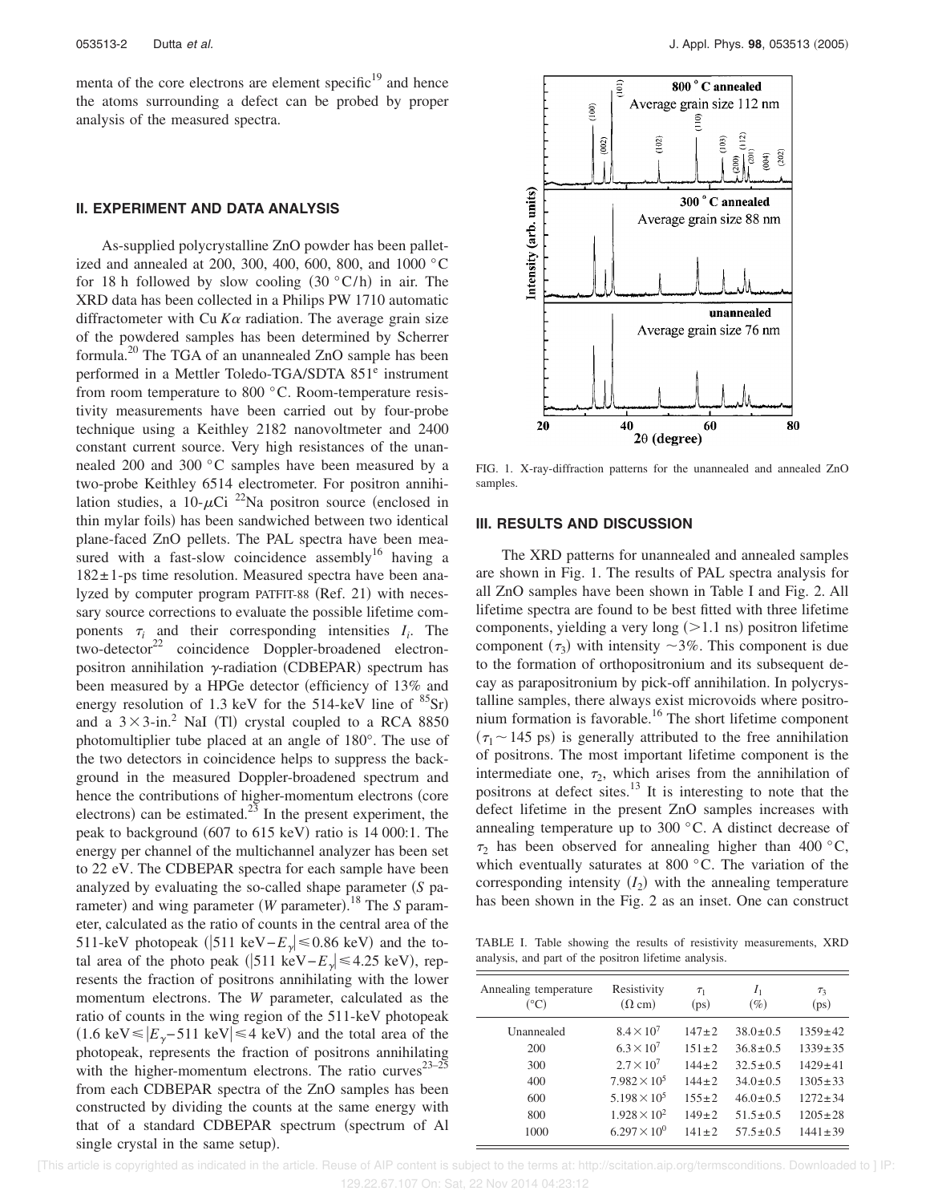menta of the core electrons are element specific[19] and hence the atoms surrounding a defect can be probed by proper analysis of the measured spectra.

## II. EXPERIMENT AND DATA ANALYSIS

As-supplied polycrystalline ZnO powder has been palletized and annealed at 200, 300, 400, 600, 800, and 1000 °C for 18 h followed by slow cooling (30 °C/h) in air. The XRD data has been collected in a Philips PW 1710 automatic diffractometer with Cu $K\alpha$ radiation. The average grain size of the powdered samples has been determined by Scherrer formula.[20] The TGA of an unannealed ZnO sample has been performed in a Mettler Toledo-TGA/SDTA 851[e] instrument from room temperature to 800 °C. Room-temperature resistivity measurements have been carried out by four-probe technique using a Keithley 2182 nanovoltmeter and 2400 constant current source. Very high resistances of the unannealed 200 and 300 °C samples have been measured by a two-probe Keithley 6514 electrometer. For positron annihilation studies, a 10-$\mu$Ci $^{22}$Na positron source (enclosed in thin mylar foils) has been sandwiched between two identical plane-faced ZnO pellets. The PAL spectra have been measured with a fast-slow coincidence assembly[16] having a $182 \pm 1$-ps time resolution. Measured spectra have been analyzed by computer program PATFIT-88 (Ref. 21) with necessary source corrections to evaluate the possible lifetime components $\tau_i$ and their corresponding intensities $I_i$. The two-detector[22] coincidence Doppler-broadened electron-positron annihilation $\gamma$-radiation (CDBEPAR) spectrum has been measured by a HPGe detector (efficiency of 13% and energy resolution of 1.3 keV for the 514-keV line of $^{85}$Sr) and a $3 \times 3$-in.$^2$ NaI (Tl) crystal coupled to a RCA 8850 photomultiplier tube placed at an angle of 180°. The use of the two detectors in coincidence helps to suppress the background in the measured Doppler-broadened spectrum and hence the contributions of higher-momentum electrons (core electrons) can be estimated.[23] In the present experiment, the peak to background (607 to 615 keV) ratio is 14 000:1. The energy per channel of the multichannel analyzer has been set to 22 eV. The CDBEPAR spectra for each sample have been analyzed by evaluating the so-called shape parameter (*S* parameter) and wing parameter (*W* parameter).[18] The *S* parameter, calculated as the ratio of counts in the central area of the 511-keV photopeak ($|511 \text{ keV} - E_\gamma| \leq 0.86$ keV) and the total area of the photo peak ($|511 \text{ keV} - E_\gamma| \leq 4.25$ keV), represents the fraction of positrons annihilating with the lower momentum electrons. The *W* parameter, calculated as the ratio of counts in the wing region of the 511-keV photopeak ($1.6 \text{ keV} \leq |E_\gamma - 511 \text{ keV}| \leq 4$ keV) and the total area of the photopeak, represents the fraction of positrons annihilating with the higher-momentum electrons. The ratio curves[23–25] from each CDBEPAR spectra of the ZnO samples has been constructed by dividing the counts at the same energy with that of a standard CDBEPAR spectrum (spectrum of Al single crystal in the same setup).

FIG. 1. X-ray-diffraction patterns for the unannealed and annealed ZnO samples.

## III. RESULTS AND DISCUSSION

The XRD patterns for unannealed and annealed samples are shown in Fig. 1. The results of PAL spectra analysis for all ZnO samples have been shown in Table I and Fig. 2. All lifetime spectra are found to be best fitted with three lifetime components, yielding a very long (>1.1 ns) positron lifetime component ($\tau_3$) with intensity ~3%. This component is due to the formation of orthopositronium and its subsequent decay as parapositronium by pick-off annihilation. In polycrystalline samples, there always exist microvoids where positronium formation is favorable.[16] The short lifetime component ($\tau_1 \sim 145$ ps) is generally attributed to the free annihilation of positrons. The most important lifetime component is the intermediate one, $\tau_2$, which arises from the annihilation of positrons at defect sites.[13] It is interesting to note that the defect lifetime in the present ZnO samples increases with annealing temperature up to 300 °C. A distinct decrease of $\tau_2$ has been observed for annealing higher than 400 °C, which eventually saturates at 800 °C. The variation of the corresponding intensity ($I_2$) with the annealing temperature has been shown in the Fig. 2 as an inset. One can construct

TABLE I. Table showing the results of resistivity measurements, XRD analysis, and part of the positron lifetime analysis.

| Annealing temperature (°C) | Resistivity ($\Omega$ cm) | $\tau_1$ (ps) | $I_1$ (%) | $\tau_3$ (ps) |
|---|---|---|---|---|
| Unannealed | $8.4 \times 10^7$ | $147 \pm 2$ | $38.0 \pm 0.5$ | $1359 \pm 42$ |
| 200 | $6.3 \times 10^7$ | $151 \pm 2$ | $36.8 \pm 0.5$ | $1339 \pm 35$ |
| 300 | $2.7 \times 10^7$ | $144 \pm 2$ | $32.5 \pm 0.5$ | $1429 \pm 41$ |
| 400 | $7.982 \times 10^5$ | $144 \pm 2$ | $34.0 \pm 0.5$ | $1305 \pm 33$ |
| 600 | $5.198 \times 10^5$ | $155 \pm 2$ | $46.0 \pm 0.5$ | $1272 \pm 34$ |
| 800 | $1.928 \times 10^2$ | $149 \pm 2$ | $51.5 \pm 0.5$ | $1205 \pm 28$ |
| 1000 | $6.297 \times 10^0$ | $141 \pm 2$ | $57.5 \pm 0.5$ | $1441 \pm 39$ |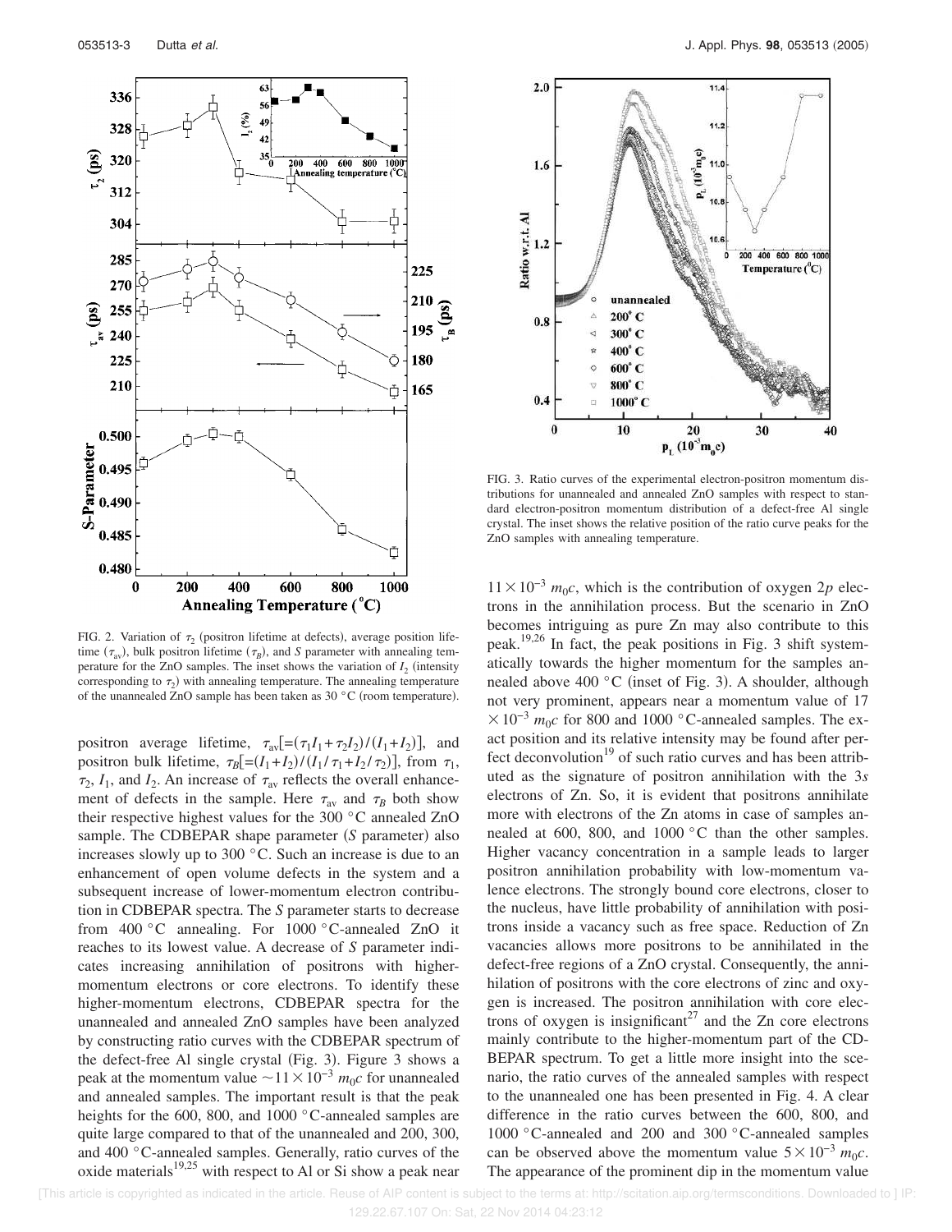FIG. 2. Variation of $\tau_2$ (positron lifetime at defects), average position lifetime ($\tau_{av}$), bulk positron lifetime ($\tau_B$), and $S$ parameter with annealing temperature for the ZnO samples. The inset shows the variation of $I_2$ (intensity corresponding to $\tau_2$) with annealing temperature. The annealing temperature of the unannealed ZnO sample has been taken as 30 °C (room temperature).

FIG. 3. Ratio curves of the experimental electron-positron momentum distributions for unannealed and annealed ZnO samples with respect to standard electron-positron momentum distribution of a defect-free Al single crystal. The inset shows the relative position of the ratio curve peaks for the ZnO samples with annealing temperature.

positron average lifetime, $\tau_{av}[=(\tau_1 I_1+\tau_2 I_2)/(I_1+I_2)]$, and positron bulk lifetime, $\tau_B[=(I_1+I_2)/(I_1/\tau_1+I_2/\tau_2)]$, from $\tau_1$, $\tau_2$, $I_1$, and $I_2$. An increase of $\tau_{av}$ reflects the overall enhancement of defects in the sample. Here $\tau_{av}$ and $\tau_B$ both show their respective highest values for the 300 °C annealed ZnO sample. The CDBEPAR shape parameter ($S$ parameter) also increases slowly up to 300 °C. Such an increase is due to an enhancement of open volume defects in the system and a subsequent increase of lower-momentum electron contribution in CDBEPAR spectra. The $S$ parameter starts to decrease from 400 °C annealing. For 1000 °C-annealed ZnO it reaches to its lowest value. A decrease of $S$ parameter indicates increasing annihilation of positrons with higher-momentum electrons or core electrons. To identify these higher-momentum electrons, CDBEPAR spectra for the unannealed and annealed ZnO samples have been analyzed by constructing ratio curves with the CDBEPAR spectrum of the defect-free Al single crystal (Fig. 3). Figure 3 shows a peak at the momentum value $\sim 11\times 10^{-3}\ m_0c$ for unannealed and annealed samples. The important result is that the peak heights for the 600, 800, and 1000 °C-annealed samples are quite large compared to that of the unannealed and 200, 300, and 400 °C-annealed samples. Generally, ratio curves of the oxide materials[19,25] with respect to Al or Si show a peak near $11\times 10^{-3}\ m_0c$, which is the contribution of oxygen $2p$ electrons in the annihilation process. But the scenario in ZnO becomes intriguing as pure Zn may also contribute to this peak.[19,26] In fact, the peak positions in Fig. 3 shift systematically towards the higher momentum for the samples annealed above 400 °C (inset of Fig. 3). A shoulder, although not very prominent, appears near a momentum value of $17\times 10^{-3}\ m_0c$ for 800 and 1000 °C-annealed samples. The exact position and its relative intensity may be found after perfect deconvolution[19] of such ratio curves and has been attributed as the signature of positron annihilation with the $3s$ electrons of Zn. So, it is evident that positrons annihilate more with electrons of the Zn atoms in case of samples annealed at 600, 800, and 1000 °C than the other samples. Higher vacancy concentration in a sample leads to larger positron annihilation probability with low-momentum valence electrons. The strongly bound core electrons, closer to the nucleus, have little probability of annihilation with positrons inside a vacancy such as free space. Reduction of Zn vacancies allows more positrons to be annihilated in the defect-free regions of a ZnO crystal. Consequently, the annihilation of positrons with the core electrons of zinc and oxygen is increased. The positron annihilation with core electrons of oxygen is insignificant[27] and the Zn core electrons mainly contribute to the higher-momentum part of the CDBEPAR spectrum. To get a little more insight into the scenario, the ratio curves of the annealed samples with respect to the unannealed one has been presented in Fig. 4. A clear difference in the ratio curves between the 600, 800, and 1000 °C-annealed and 200 and 300 °C-annealed samples can be observed above the momentum value $5\times 10^{-3}\ m_0c$. The appearance of the prominent dip in the momentum value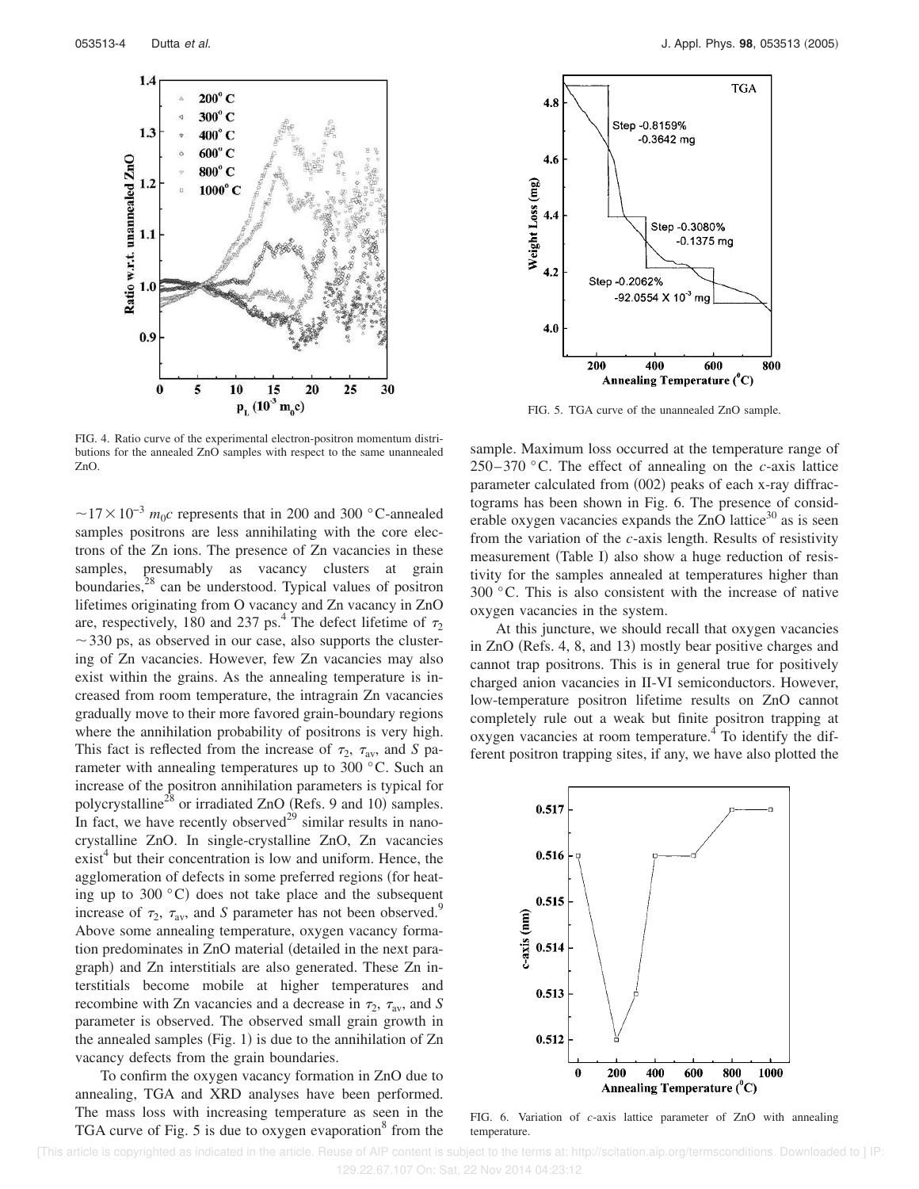FIG. 4. Ratio curve of the experimental electron-positron momentum distributions for the annealed ZnO samples with respect to the same unannealed ZnO.

$\sim 17\times 10^{-3}\ m_0c$ represents that in 200 and 300 °C-annealed samples positrons are less annihilating with the core electrons of the Zn ions. The presence of Zn vacancies in these samples, presumably as vacancy clusters at grain boundaries,[28] can be understood. Typical values of positron lifetimes originating from O vacancy and Zn vacancy in ZnO are, respectively, 180 and 237 ps.[4] The defect lifetime of $\tau_2$ $\sim 330$ ps, as observed in our case, also supports the clustering of Zn vacancies. However, few Zn vacancies may also exist within the grains. As the annealing temperature is increased from room temperature, the intragrain Zn vacancies gradually move to their more favored grain-boundary regions where the annihilation probability of positrons is very high. This fact is reflected from the increase of $\tau_2$, $\tau_{av}$, and $S$ parameter with annealing temperatures up to 300 °C. Such an increase of the positron annihilation parameters is typical for polycrystalline[28] or irradiated ZnO (Refs. 9 and 10) samples. In fact, we have recently observed[29] similar results in nanocrystalline ZnO. In single-crystalline ZnO, Zn vacancies exist[4] but their concentration is low and uniform. Hence, the agglomeration of defects in some preferred regions (for heating up to 300 °C) does not take place and the subsequent increase of $\tau_2$, $\tau_{av}$, and $S$ parameter has not been observed.[9] Above some annealing temperature, oxygen vacancy formation predominates in ZnO material (detailed in the next paragraph) and Zn interstitials are also generated. These Zn interstitials become mobile at higher temperatures and recombine with Zn vacancies and a decrease in $\tau_2$, $\tau_{av}$, and $S$ parameter is observed. The observed small grain growth in the annealed samples (Fig. 1) is due to the annihilation of Zn vacancy defects from the grain boundaries.

To confirm the oxygen vacancy formation in ZnO due to annealing, TGA and XRD analyses have been performed. The mass loss with increasing temperature as seen in the TGA curve of Fig. 5 is due to oxygen evaporation[8] from the sample. Maximum loss occurred at the temperature range of 250–370 °C. The effect of annealing on the $c$-axis lattice parameter calculated from (002) peaks of each x-ray diffractograms has been shown in Fig. 6. The presence of considerable oxygen vacancies expands the ZnO lattice[30] as is seen from the variation of the $c$-axis length. Results of resistivity measurement (Table I) also show a huge reduction of resistivity for the samples annealed at temperatures higher than 300 °C. This is also consistent with the increase of native oxygen vacancies in the system.

At this juncture, we should recall that oxygen vacancies in ZnO (Refs. 4, 8, and 13) mostly bear positive charges and cannot trap positrons. This is in general true for positively charged anion vacancies in II-VI semiconductors. However, low-temperature positron lifetime results on ZnO cannot completely rule out a weak but finite positron trapping at oxygen vacancies at room temperature.[4] To identify the different positron trapping sites, if any, we have also plotted the

FIG. 5. TGA curve of the unannealed ZnO sample.

FIG. 6. Variation of $c$-axis lattice parameter of ZnO with annealing temperature.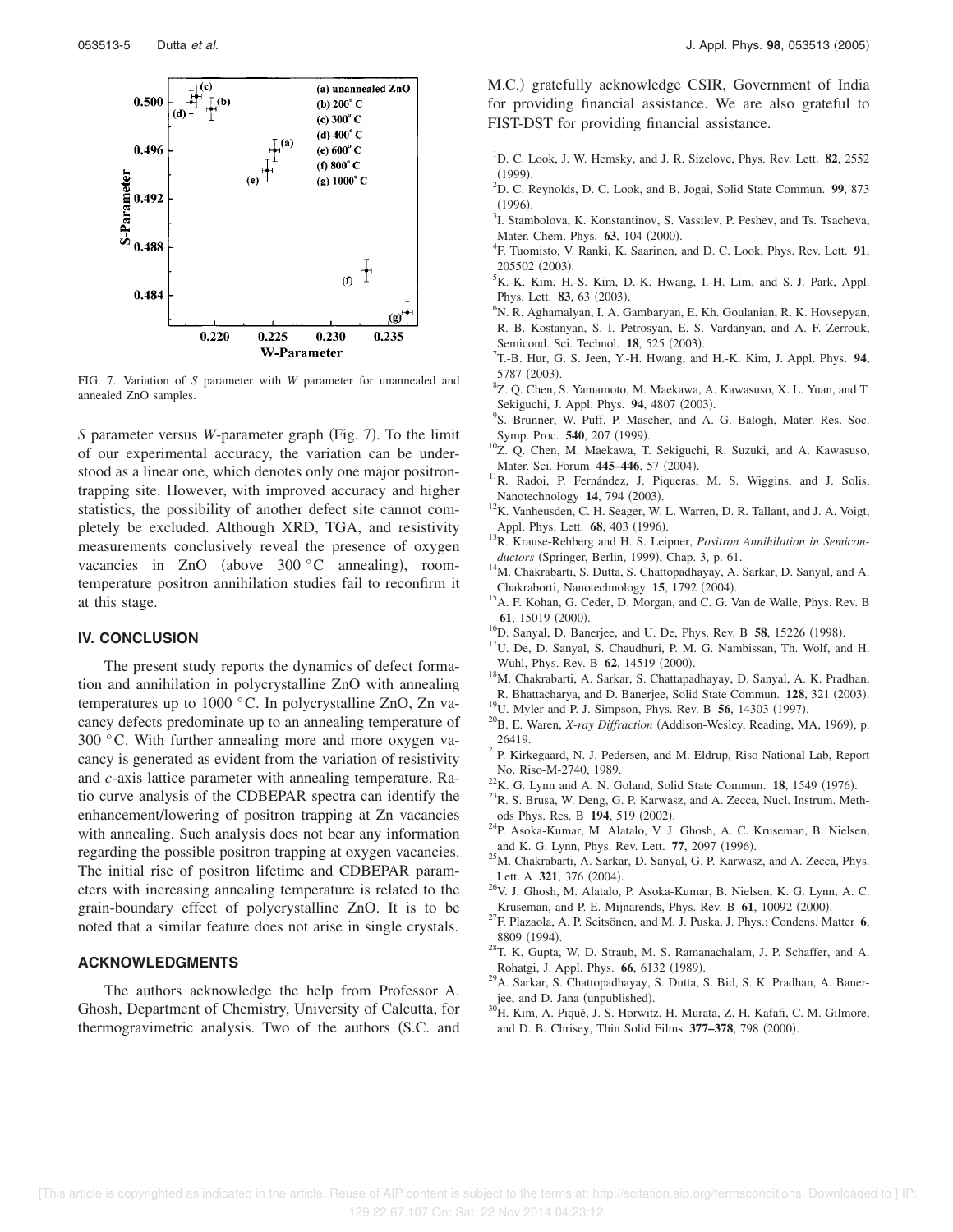0.500
0.496
0.492
0.488
0.484

S-Parameter

0.220
0.225
0.230
0.235

W-Parameter

(a) unannealed ZnO
(b) 200° C
(c) 300° C
(d) 400° C
(e) 600° C
(f) 800° C
(g) 1000° C

(a)
(b)
(c)
(d)
(e)
(f)
(g)

FIG. 7. Variation of $S$ parameter with $W$ parameter for unannealed and annealed ZnO samples.

$S$ parameter versus $W$-parameter graph (Fig. 7). To the limit of our experimental accuracy, the variation can be understood as a linear one, which denotes only one major positron-trapping site. However, with improved accuracy and higher statistics, the possibility of another defect site cannot completely be excluded. Although XRD, TGA, and resistivity measurements conclusively reveal the presence of oxygen vacancies in ZnO (above 300 °C annealing), room-temperature positron annihilation studies fail to reconfirm it at this stage.

## IV. CONCLUSION

The present study reports the dynamics of defect formation and annihilation in polycrystalline ZnO with annealing temperatures up to 1000 °C. In polycrystalline ZnO, Zn vacancy defects predominate up to an annealing temperature of 300 °C. With further annealing more and more oxygen vacancy is generated as evident from the variation of resistivity and $c$-axis lattice parameter with annealing temperature. Ratio curve analysis of the CDBEPAR spectra can identify the enhancement/lowering of positron trapping at Zn vacancies with annealing. Such analysis does not bear any information regarding the possible positron trapping at oxygen vacancies. The initial rise of positron lifetime and CDBEPAR parameters with increasing annealing temperature is related to the grain-boundary effect of polycrystalline ZnO. It is to be noted that a similar feature does not arise in single crystals.

## ACKNOWLEDGMENTS

The authors acknowledge the help from Professor A. Ghosh, Department of Chemistry, University of Calcutta, for thermogravimetric analysis. Two of the authors (S.C. and M.C.) gratefully acknowledge CSIR, Government of India for providing financial assistance. We are also grateful to FIST-DST for providing financial assistance.

[1] D. C. Look, J. W. Hemsky, and J. R. Sizelove, Phys. Rev. Lett. **82**, 2552 (1999).

[2] D. C. Reynolds, D. C. Look, and B. Jogai, Solid State Commun. **99**, 873 (1996).

[3] I. Stambolova, K. Konstantinov, S. Vassilev, P. Peshev, and Ts. Tsacheva, Mater. Chem. Phys. **63**, 104 (2000).

[4] F. Tuomisto, V. Ranki, K. Saarinen, and D. C. Look, Phys. Rev. Lett. **91**, 205502 (2003).

[5] K.-K. Kim, H.-S. Kim, D.-K. Hwang, I.-H. Lim, and S.-J. Park, Appl. Phys. Lett. **83**, 63 (2003).

[6] N. R. Aghamalyan, I. A. Gambaryan, E. Kh. Goulanian, R. K. Hovsepyan, R. B. Kostanyan, S. I. Petrosyan, E. S. Vardanyan, and A. F. Zerrouk, Semicond. Sci. Technol. **18**, 525 (2003).

[7] T.-B. Hur, G. S. Jeen, Y.-H. Hwang, and H.-K. Kim, J. Appl. Phys. **94**, 5787 (2003).

[8] Z. Q. Chen, S. Yamamoto, M. Maekawa, A. Kawasuso, X. L. Yuan, and T. Sekiguchi, J. Appl. Phys. **94**, 4807 (2003).

[9] S. Brunner, W. Puff, P. Mascher, and A. G. Balogh, Mater. Res. Soc. Symp. Proc. **540**, 207 (1999).

[10] Z. Q. Chen, M. Maekawa, T. Sekiguchi, R. Suzuki, and A. Kawasuso, Mater. Sci. Forum **445–446**, 57 (2004).

[11] R. Radoi, P. Fernández, J. Piqueras, M. S. Wiggins, and J. Solis, Nanotechnology **14**, 794 (2003).

[12] K. Vanheusden, C. H. Seager, W. L. Warren, D. R. Tallant, and J. A. Voigt, Appl. Phys. Lett. **68**, 403 (1996).

[13] R. Krause-Rehberg and H. S. Leipner, *Positron Annihilation in Semiconductors* (Springer, Berlin, 1999), Chap. 3, p. 61.

[14] M. Chakrabarti, S. Dutta, S. Chattopadhayay, A. Sarkar, D. Sanyal, and A. Chakraborti, Nanotechnology **15**, 1792 (2004).

[15] A. F. Kohan, G. Ceder, D. Morgan, and C. G. Van de Walle, Phys. Rev. B **61**, 15019 (2000).

[16] D. Sanyal, D. Banerjee, and U. De, Phys. Rev. B **58**, 15226 (1998).

[17] U. De, D. Sanyal, S. Chaudhuri, P. M. G. Nambissan, Th. Wolf, and H. Wühl, Phys. Rev. B **62**, 14519 (2000).

[18] M. Chakrabarti, A. Sarkar, S. Chattapadhayay, D. Sanyal, A. K. Pradhan, R. Bhattacharya, and D. Banerjee, Solid State Commun. **128**, 321 (2003).

[19] U. Myler and P. J. Simpson, Phys. Rev. B **56**, 14303 (1997).

[20] B. E. Waren, *X-ray Diffraction* (Addison-Wesley, Reading, MA, 1969), p. 26419.

[21] P. Kirkegaard, N. J. Pedersen, and M. Eldrup, Riso National Lab, Report No. Riso-M-2740, 1989.

[22] K. G. Lynn and A. N. Goland, Solid State Commun. **18**, 1549 (1976).

[23] R. S. Brusa, W. Deng, G. P. Karwasz, and A. Zecca, Nucl. Instrum. Methods Phys. Res. B **194**, 519 (2002).

[24] P. Asoka-Kumar, M. Alatalo, V. J. Ghosh, A. C. Kruseman, B. Nielsen, and K. G. Lynn, Phys. Rev. Lett. **77**, 2097 (1996).

[25] M. Chakrabarti, A. Sarkar, D. Sanyal, G. P. Karwasz, and A. Zecca, Phys. Lett. A **321**, 376 (2004).

[26] V. J. Ghosh, M. Alatalo, P. Asoka-Kumar, B. Nielsen, K. G. Lynn, A. C. Kruseman, and P. E. Mijnarends, Phys. Rev. B **61**, 10092 (2000).

[27] F. Plazaola, A. P. Seitsönen, and M. J. Puska, J. Phys.: Condens. Matter **6**, 8809 (1994).

[28] T. K. Gupta, W. D. Straub, M. S. Ramanachalam, J. P. Schaffer, and A. Rohatgi, J. Appl. Phys. **66**, 6132 (1989).

[29] A. Sarkar, S. Chattopadhayay, S. Dutta, S. Bid, S. K. Pradhan, A. Banerjee, and D. Jana (unpublished).

[30] H. Kim, A. Piqué, J. S. Horwitz, H. Murata, Z. H. Kafafi, C. M. Gilmore, and D. B. Chrisey, Thin Solid Films **377–378**, 798 (2000).